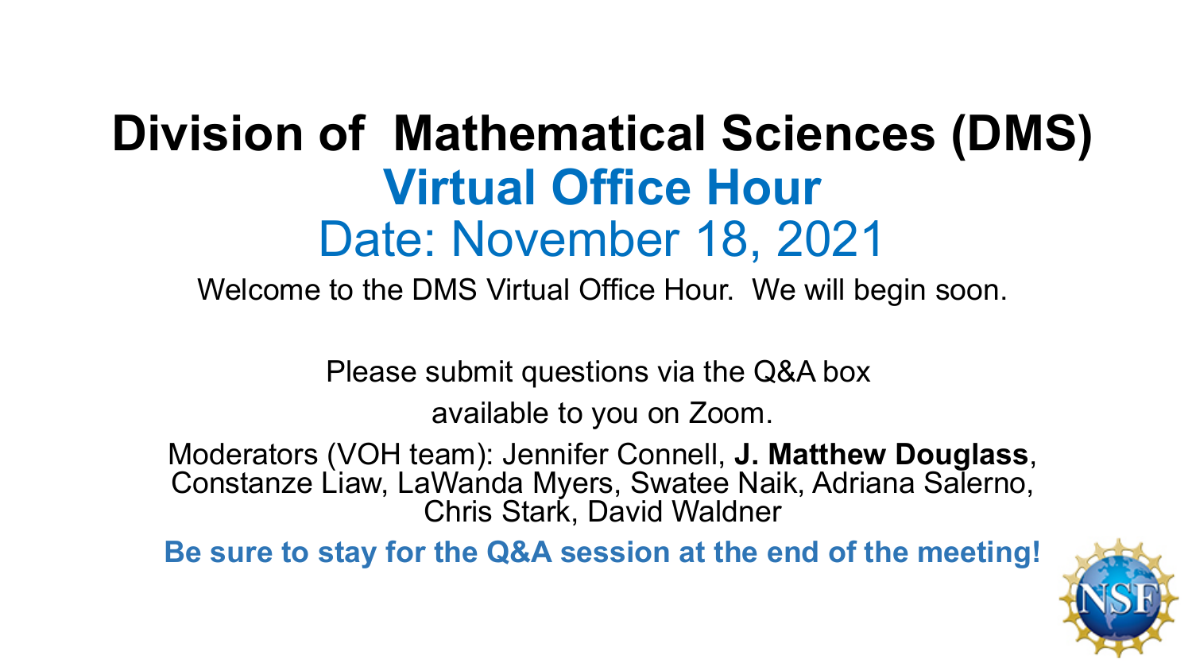# Division of Mathematical Sciences (DMS)

## Virtual Office Hour

## Date: November 18, 2021

Welcome to the DMS Virtual Office Hour. We will begin soon.

Please submit questions via the Q&A box available to you on Zoom.

Moderators (VOH team): Jennifer Connell, **J. Matthew Douglass**, Constanze Liaw, LaWanda Myers, Swatee Naik, Adriana Salerno, Chris Stark, David Waldner

**Be sure to stay for the Q&A session at the end of the meeting!**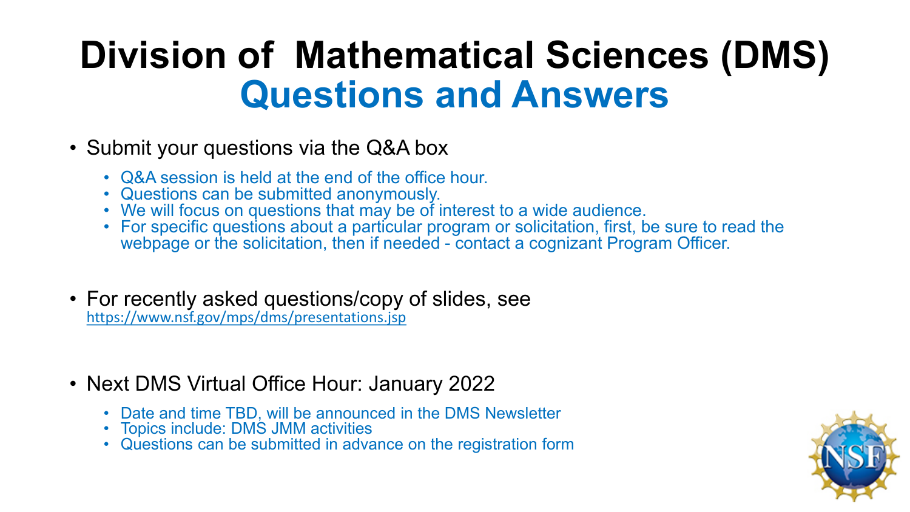# Division of Mathematical Sciences (DMS)

## Questions and Answers

- Submit your questions via the Q&A box
  - Q&A session is held at the end of the office hour.
  - Questions can be submitted anonymously.
  - We will focus on questions that may be of interest to a wide audience.
  - For specific questions about a particular program or solicitation, first, be sure to read the webpage or the solicitation, then if needed - contact a cognizant Program Officer.

- For recently asked questions/copy of slides, see https://www.nsf.gov/mps/dms/presentations.jsp

- Next DMS Virtual Office Hour: January 2022
  - Date and time TBD, will be announced in the DMS Newsletter
  - Topics include: DMS JMM activities
  - Questions can be submitted in advance on the registration form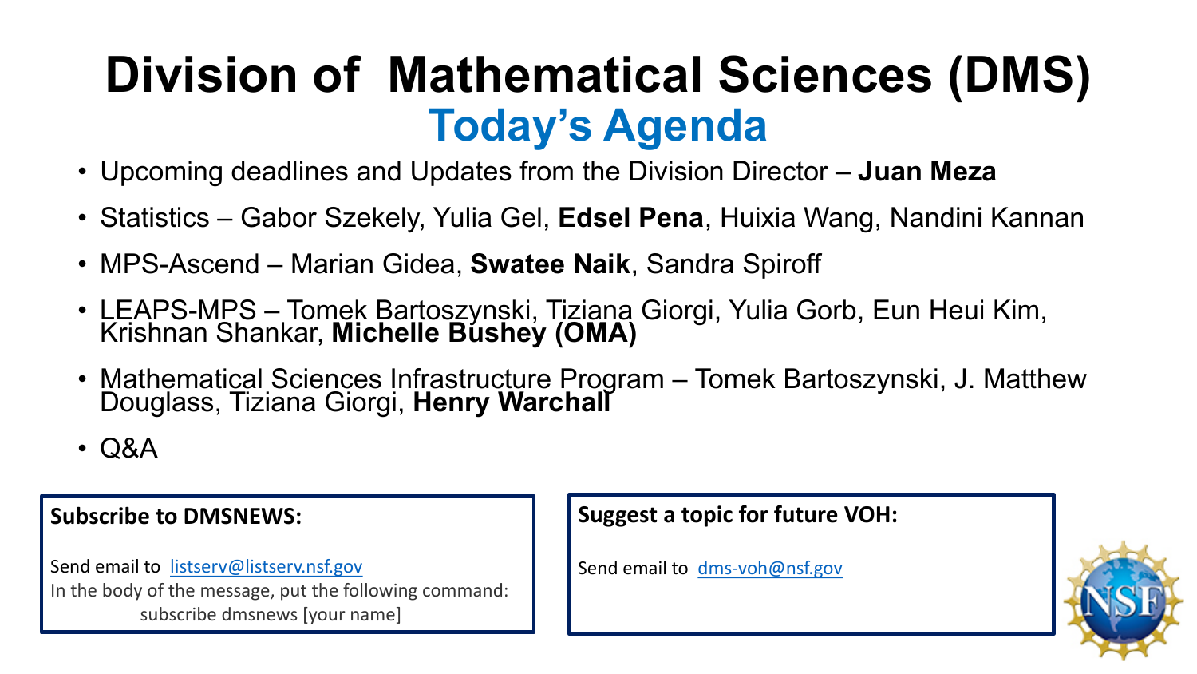# Division of Mathematical Sciences (DMS)

## Today's Agenda

- Upcoming deadlines and Updates from the Division Director – **Juan Meza**
- Statistics – Gabor Szekely, Yulia Gel, **Edsel Pena**, Huixia Wang, Nandini Kannan
- MPS-Ascend – Marian Gidea, **Swatee Naik**, Sandra Spiroff
- LEAPS-MPS – Tomek Bartoszynski, Tiziana Giorgi, Yulia Gorb, Eun Heui Kim, Krishnan Shankar, **Michelle Bushey (OMA)**
- Mathematical Sciences Infrastructure Program – Tomek Bartoszynski, J. Matthew Douglass, Tiziana Giorgi, **Henry Warchall**
- Q&A

**Subscribe to DMSNEWS:**

Send email to listserv@listserv.nsf.gov
In the body of the message, put the following command:
subscribe dmsnews [your name]

**Suggest a topic for future VOH:**

Send email to dms-voh@nsf.gov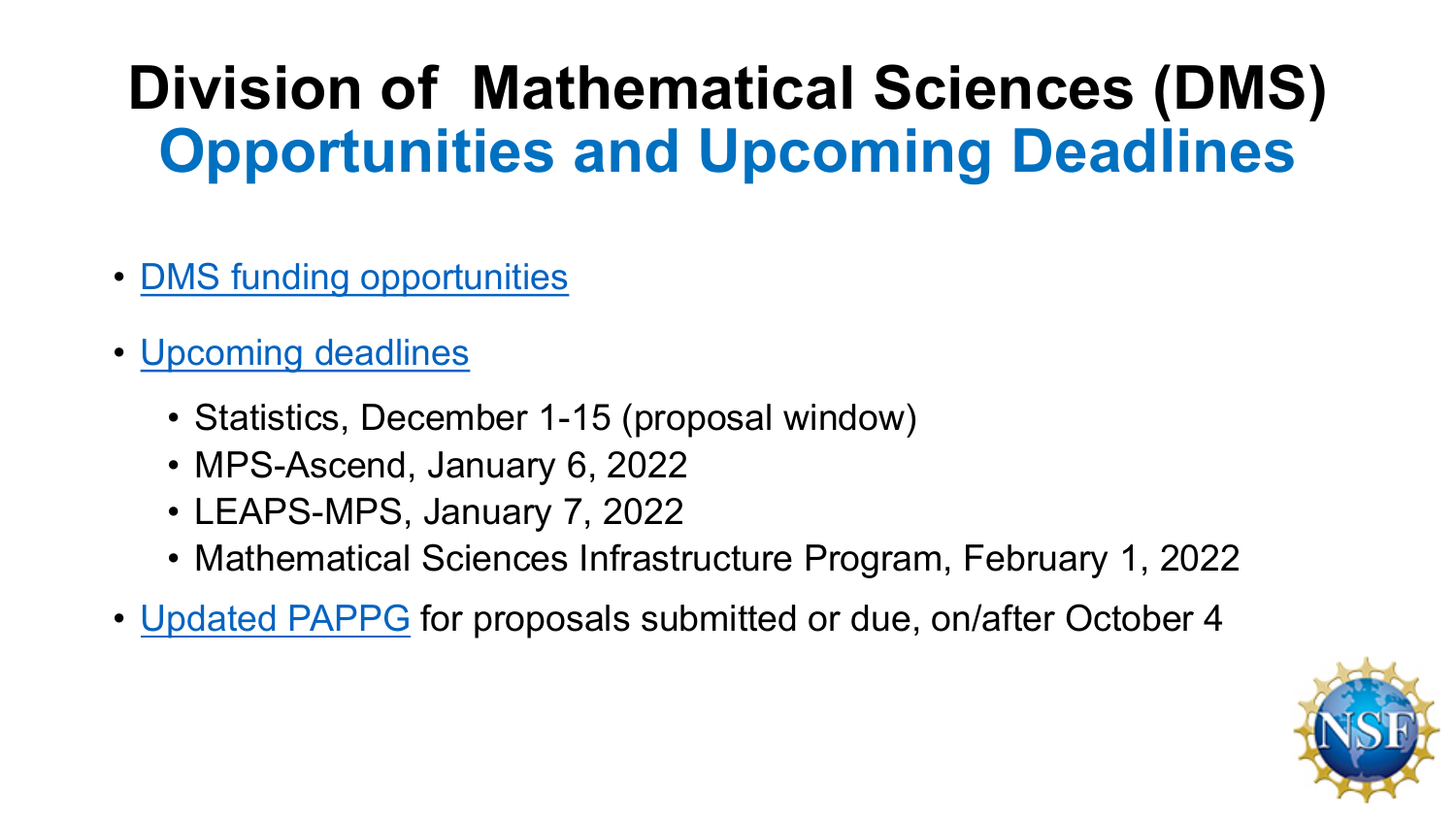# Division of Mathematical Sciences (DMS)
## Opportunities and Upcoming Deadlines

- DMS funding opportunities
- Upcoming deadlines
  - Statistics, December 1-15 (proposal window)
  - MPS-Ascend, January 6, 2022
  - LEAPS-MPS, January 7, 2022
  - Mathematical Sciences Infrastructure Program, February 1, 2022
- Updated PAPPG for proposals submitted or due, on/after October 4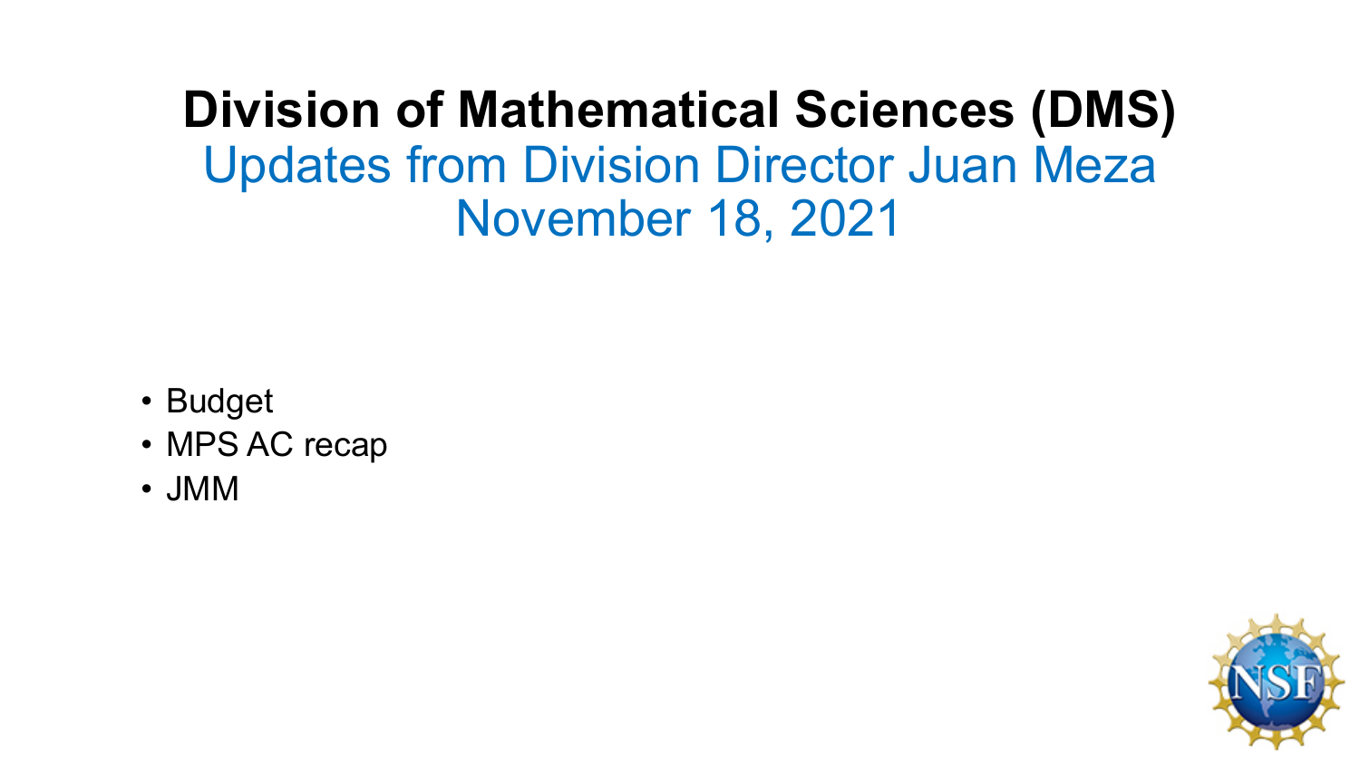# Division of Mathematical Sciences (DMS)

## Updates from Division Director Juan Meza
## November 18, 2021

- Budget
- MPS AC recap
- JMM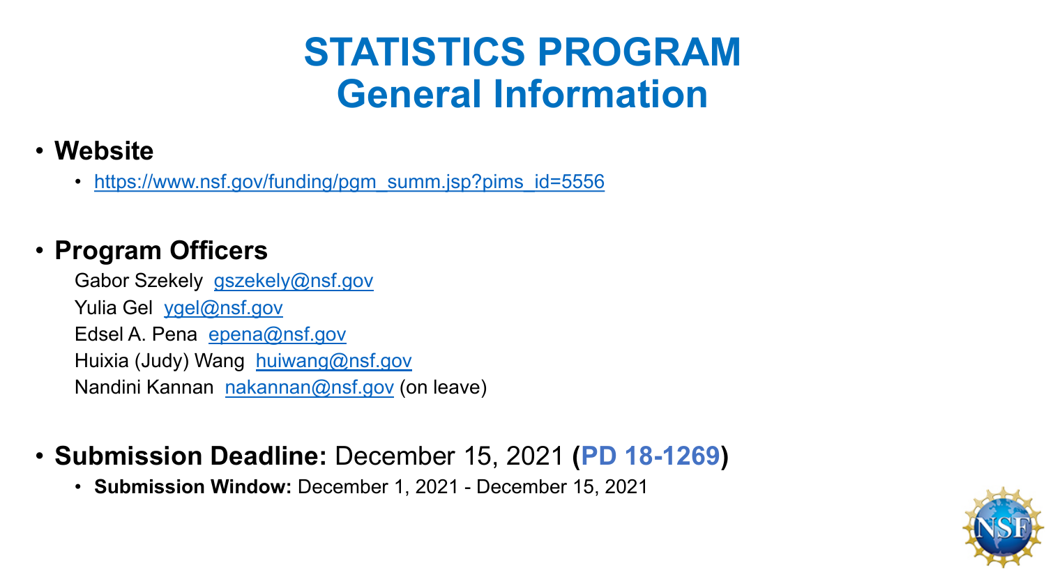# STATISTICS PROGRAM
# General Information

- **Website**
  - https://www.nsf.gov/funding/pgm_summ.jsp?pims_id=5556

- **Program Officers**

  Gabor Szekely gszekely@nsf.gov
  
  Yulia Gel ygel@nsf.gov
  
  Edsel A. Pena epena@nsf.gov
  
  Huixia (Judy) Wang huiwang@nsf.gov
  
  Nandini Kannan nakannan@nsf.gov (on leave)

- **Submission Deadline:** December 15, 2021 (**PD 18-1269**)
  - **Submission Window:** December 1, 2021 - December 15, 2021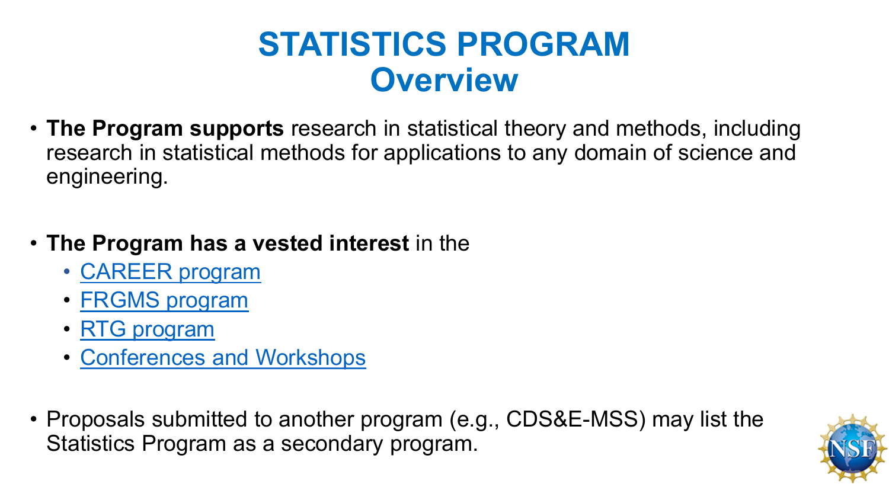# STATISTICS PROGRAM
## Overview

- **The Program supports** research in statistical theory and methods, including research in statistical methods for applications to any domain of science and engineering.

- **The Program has a vested interest** in the
  - CAREER program
  - FRGMS program
  - RTG program
  - Conferences and Workshops

- Proposals submitted to another program (e.g., CDS&E-MSS) may list the Statistics Program as a secondary program.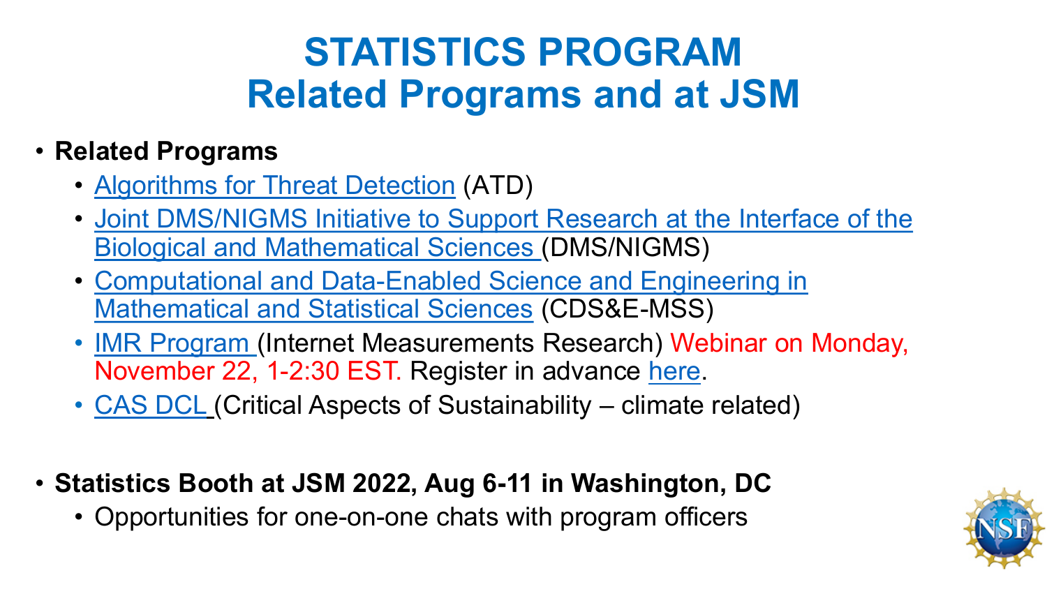# STATISTICS PROGRAM
# Related Programs and at JSM

- **Related Programs**
  - Algorithms for Threat Detection (ATD)
  - Joint DMS/NIGMS Initiative to Support Research at the Interface of the Biological and Mathematical Sciences (DMS/NIGMS)
  - Computational and Data-Enabled Science and Engineering in Mathematical and Statistical Sciences (CDS&E-MSS)
  - IMR Program (Internet Measurements Research) Webinar on Monday, November 22, 1-2:30 EST. Register in advance here.
  - CAS DCL (Critical Aspects of Sustainability – climate related)

- **Statistics Booth at JSM 2022, Aug 6-11 in Washington, DC**
  - Opportunities for one-on-one chats with program officers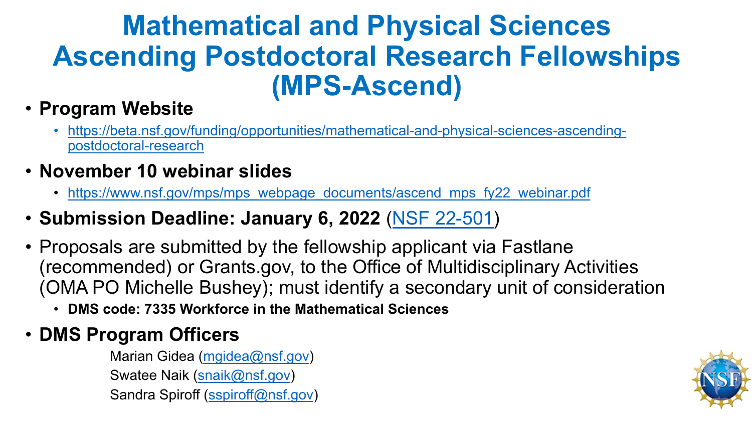# Mathematical and Physical Sciences Ascending Postdoctoral Research Fellowships (MPS-Ascend)

- **Program Website**
  - https://beta.nsf.gov/funding/opportunities/mathematical-and-physical-sciences-ascending-postdoctoral-research
- **November 10 webinar slides**
  - https://www.nsf.gov/mps/mps_webpage_documents/ascend_mps_fy22_webinar.pdf
- **Submission Deadline: January 6, 2022** (NSF 22-501)
- Proposals are submitted by the fellowship applicant via Fastlane (recommended) or Grants.gov, to the Office of Multidisciplinary Activities (OMA PO Michelle Bushey); must identify a secondary unit of consideration
  - **DMS code: 7335 Workforce in the Mathematical Sciences**
- **DMS Program Officers**

  Marian Gidea (mgidea@nsf.gov)
  Swatee Naik (snaik@nsf.gov)
  Sandra Spiroff (sspiroff@nsf.gov)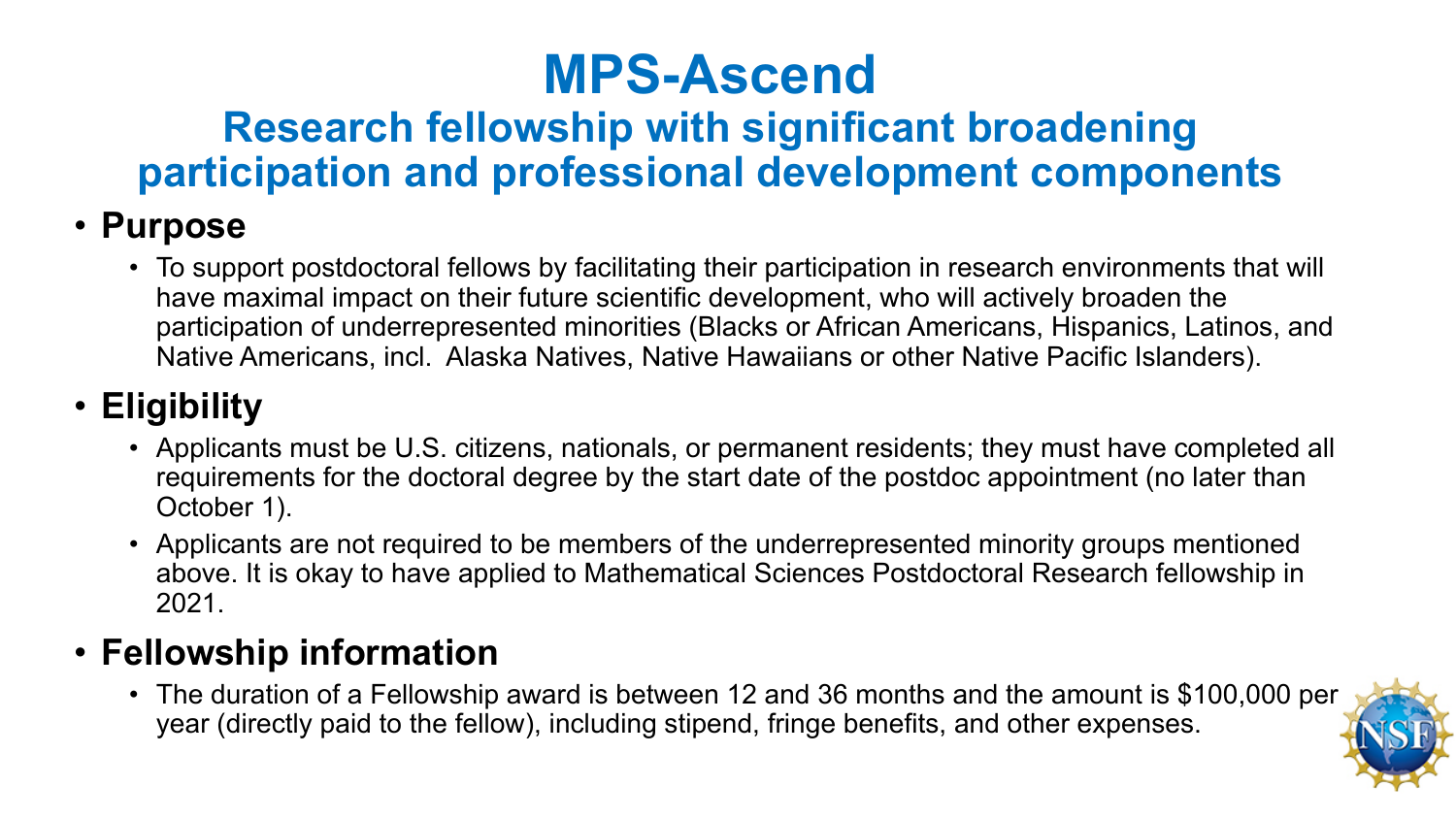# MPS-Ascend

## Research fellowship with significant broadening participation and professional development components

- **Purpose**
  - To support postdoctoral fellows by facilitating their participation in research environments that will have maximal impact on their future scientific development, who will actively broaden the participation of underrepresented minorities (Blacks or African Americans, Hispanics, Latinos, and Native Americans, incl. Alaska Natives, Native Hawaiians or other Native Pacific Islanders).
- **Eligibility**
  - Applicants must be U.S. citizens, nationals, or permanent residents; they must have completed all requirements for the doctoral degree by the start date of the postdoc appointment (no later than October 1).
  - Applicants are not required to be members of the underrepresented minority groups mentioned above. It is okay to have applied to Mathematical Sciences Postdoctoral Research fellowship in 2021.
- **Fellowship information**
  - The duration of a Fellowship award is between 12 and 36 months and the amount is $100,000 per year (directly paid to the fellow), including stipend, fringe benefits, and other expenses.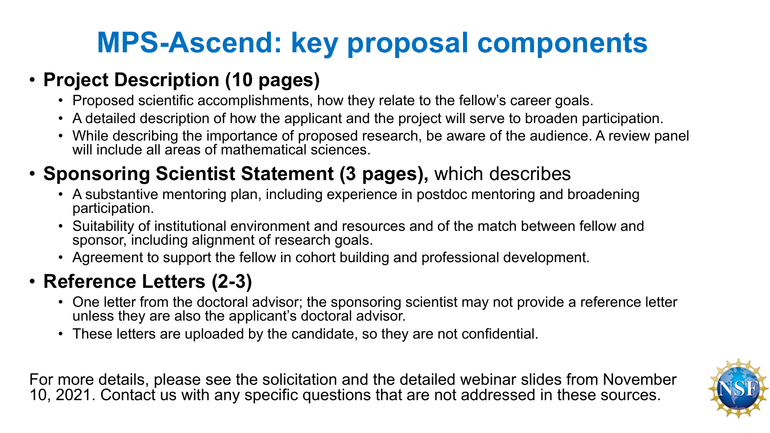# MPS-Ascend: key proposal components

- **Project Description (10 pages)**
  - Proposed scientific accomplishments, how they relate to the fellow's career goals.
  - A detailed description of how the applicant and the project will serve to broaden participation.
  - While describing the importance of proposed research, be aware of the audience. A review panel will include all areas of mathematical sciences.
- **Sponsoring Scientist Statement (3 pages),** which describes
  - A substantive mentoring plan, including experience in postdoc mentoring and broadening participation.
  - Suitability of institutional environment and resources and of the match between fellow and sponsor, including alignment of research goals.
  - Agreement to support the fellow in cohort building and professional development.
- **Reference Letters (2-3)**
  - One letter from the doctoral advisor; the sponsoring scientist may not provide a reference letter unless they are also the applicant's doctoral advisor.
  - These letters are uploaded by the candidate, so they are not confidential.

For more details, please see the solicitation and the detailed webinar slides from November 10, 2021. Contact us with any specific questions that are not addressed in these sources.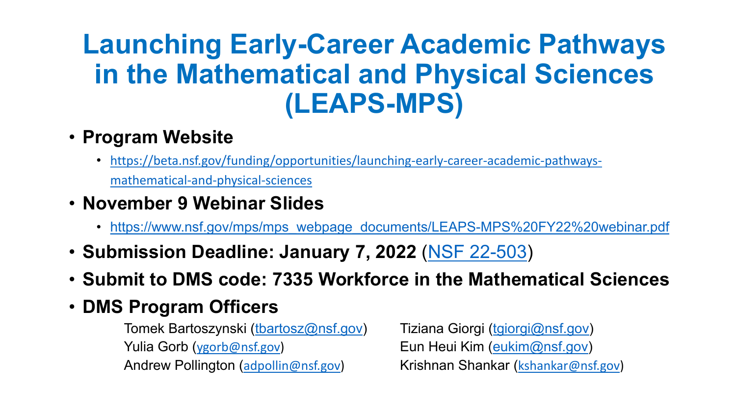# Launching Early-Career Academic Pathways in the Mathematical and Physical Sciences (LEAPS-MPS)

- **Program Website**
  - https://beta.nsf.gov/funding/opportunities/launching-early-career-academic-pathways-mathematical-and-physical-sciences
- **November 9 Webinar Slides**
  - https://www.nsf.gov/mps/mps_webpage_documents/LEAPS-MPS%20FY22%20webinar.pdf
- **Submission Deadline: January 7, 2022** (NSF 22-503)
- **Submit to DMS code: 7335 Workforce in the Mathematical Sciences**
- **DMS Program Officers**

  Tomek Bartoszynski (tbartosz@nsf.gov)
  Yulia Gorb (ygorb@nsf.gov)
  Andrew Pollington (adpollin@nsf.gov)
  Tiziana Giorgi (tgiorgi@nsf.gov)
  Eun Heui Kim (eukim@nsf.gov)
  Krishnan Shankar (kshankar@nsf.gov)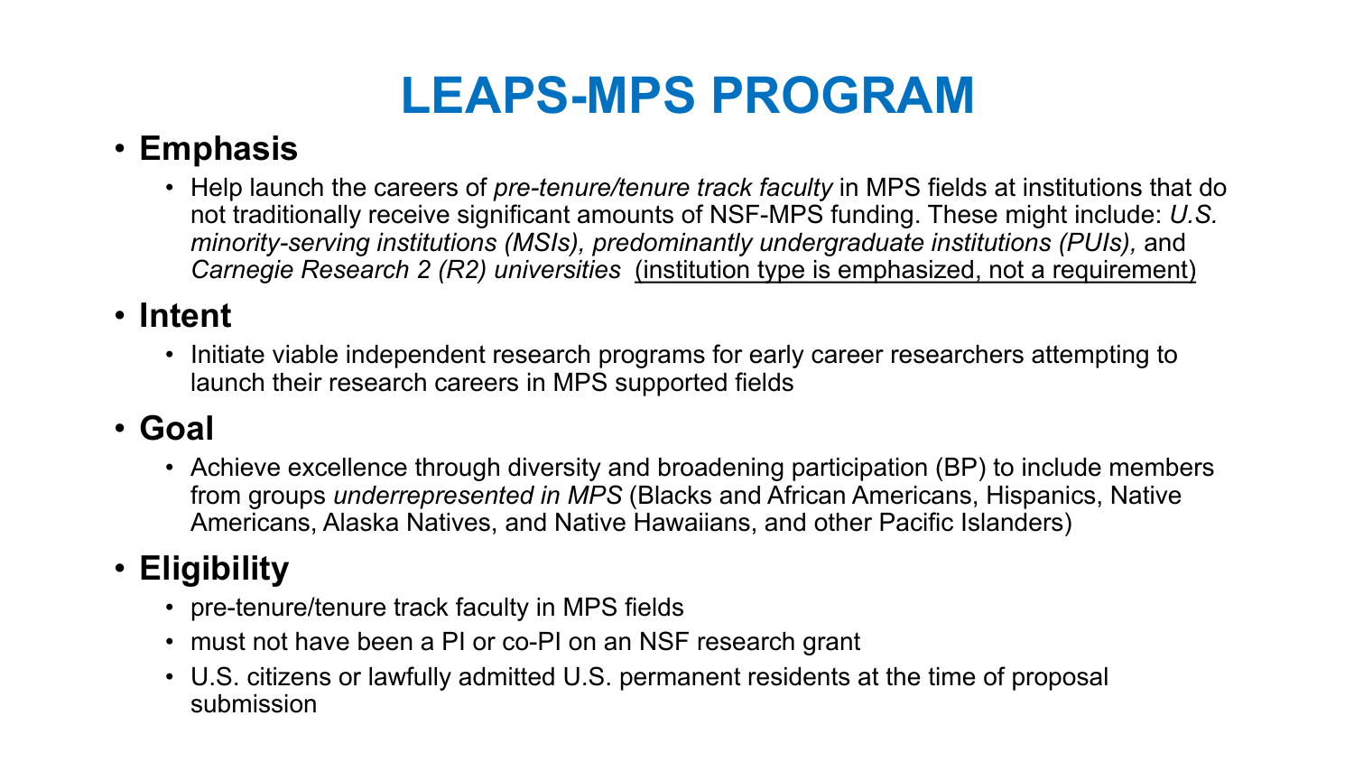# LEAPS-MPS PROGRAM

- **Emphasis**
  - Help launch the careers of *pre-tenure/tenure track faculty* in MPS fields at institutions that do not traditionally receive significant amounts of NSF-MPS funding. These might include: *U.S. minority-serving institutions (MSIs), predominantly undergraduate institutions (PUIs),* and *Carnegie Research 2 (R2) universities* <u>(institution type is emphasized, not a requirement)</u>
- **Intent**
  - Initiate viable independent research programs for early career researchers attempting to launch their research careers in MPS supported fields
- **Goal**
  - Achieve excellence through diversity and broadening participation (BP) to include members from groups *underrepresented in MPS* (Blacks and African Americans, Hispanics, Native Americans, Alaska Natives, and Native Hawaiians, and other Pacific Islanders)
- **Eligibility**
  - pre-tenure/tenure track faculty in MPS fields
  - must not have been a PI or co-PI on an NSF research grant
  - U.S. citizens or lawfully admitted U.S. permanent residents at the time of proposal submission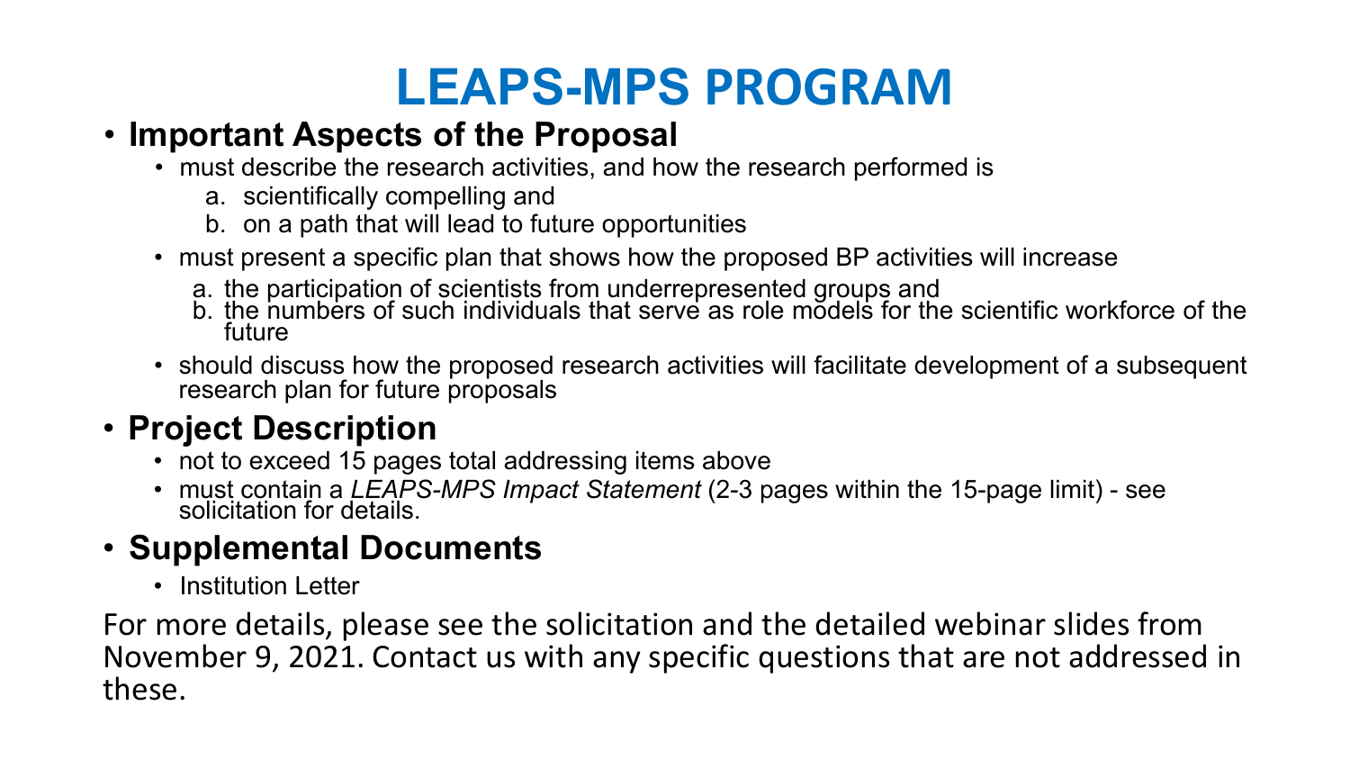# LEAPS-MPS PROGRAM

- **Important Aspects of the Proposal**
  - must describe the research activities, and how the research performed is
    a. scientifically compelling and
    b. on a path that will lead to future opportunities
  - must present a specific plan that shows how the proposed BP activities will increase
    a. the participation of scientists from underrepresented groups and
    b. the numbers of such individuals that serve as role models for the scientific workforce of the future
  - should discuss how the proposed research activities will facilitate development of a subsequent research plan for future proposals
- **Project Description**
  - not to exceed 15 pages total addressing items above
  - must contain a *LEAPS-MPS Impact Statement* (2-3 pages within the 15-page limit) - see solicitation for details.
- **Supplemental Documents**
  - Institution Letter

For more details, please see the solicitation and the detailed webinar slides from November 9, 2021. Contact us with any specific questions that are not addressed in these.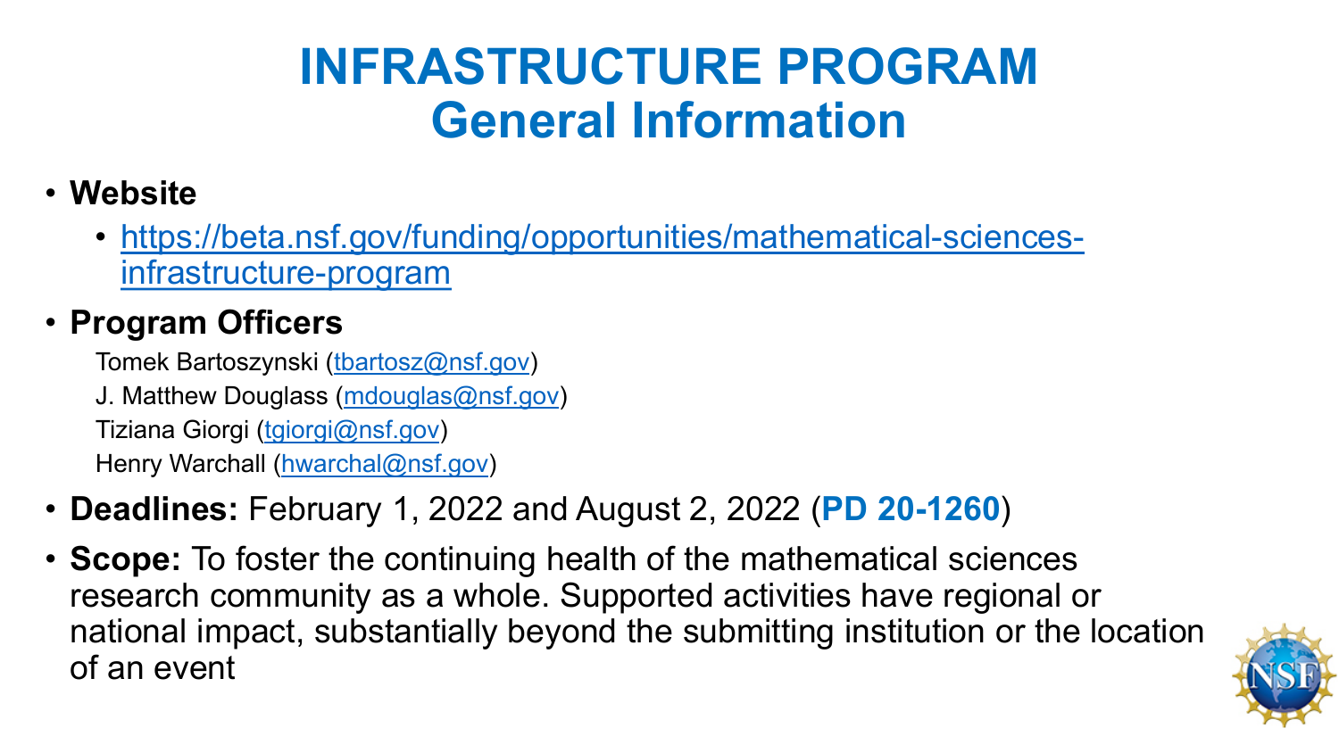# INFRASTRUCTURE PROGRAM
## General Information

- **Website**
  - https://beta.nsf.gov/funding/opportunities/mathematical-sciences-infrastructure-program
- **Program Officers**

  Tomek Bartoszynski (tbartosz@nsf.gov)
  J. Matthew Douglass (mdouglas@nsf.gov)
  Tiziana Giorgi (tgiorgi@nsf.gov)
  Henry Warchall (hwarchal@nsf.gov)
- **Deadlines:** February 1, 2022 and August 2, 2022 (**PD 20-1260**)
- **Scope:** To foster the continuing health of the mathematical sciences research community as a whole. Supported activities have regional or national impact, substantially beyond the submitting institution or the location of an event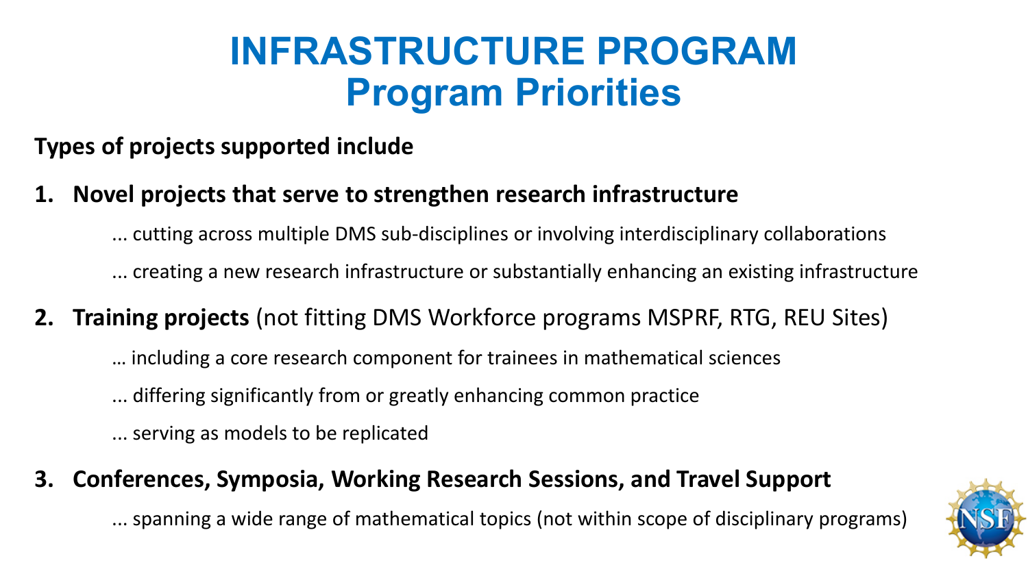# INFRASTRUCTURE PROGRAM
## Program Priorities

**Types of projects supported include**

1. **Novel projects that serve to strengthen research infrastructure**

   ... cutting across multiple DMS sub-disciplines or involving interdisciplinary collaborations

   ... creating a new research infrastructure or substantially enhancing an existing infrastructure

2. **Training projects** (not fitting DMS Workforce programs MSPRF, RTG, REU Sites)

   … including a core research component for trainees in mathematical sciences

   ... differing significantly from or greatly enhancing common practice

   ... serving as models to be replicated

3. **Conferences, Symposia, Working Research Sessions, and Travel Support**

   ... spanning a wide range of mathematical topics (not within scope of disciplinary programs)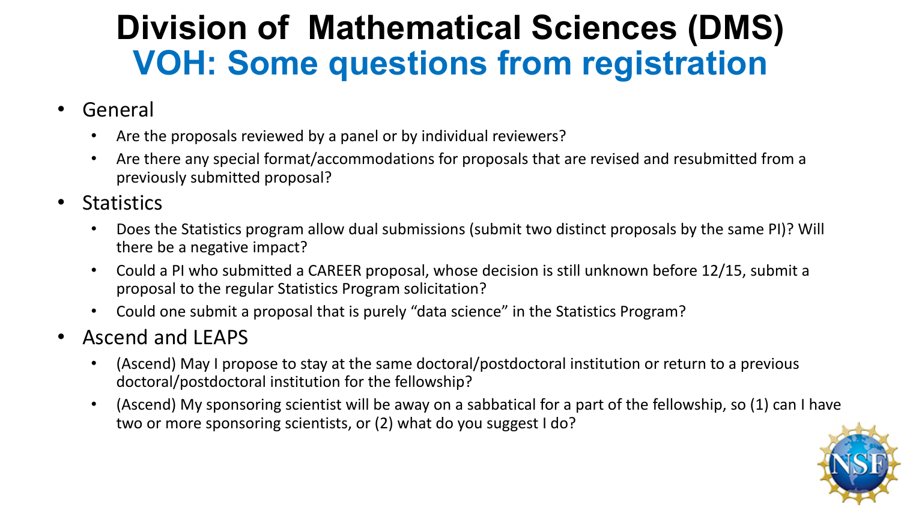# Division of Mathematical Sciences (DMS)
## VOH: Some questions from registration

- General
  - Are the proposals reviewed by a panel or by individual reviewers?
  - Are there any special format/accommodations for proposals that are revised and resubmitted from a previously submitted proposal?
- Statistics
  - Does the Statistics program allow dual submissions (submit two distinct proposals by the same PI)? Will there be a negative impact?
  - Could a PI who submitted a CAREER proposal, whose decision is still unknown before 12/15, submit a proposal to the regular Statistics Program solicitation?
  - Could one submit a proposal that is purely “data science” in the Statistics Program?
- Ascend and LEAPS
  - (Ascend) May I propose to stay at the same doctoral/postdoctoral institution or return to a previous doctoral/postdoctoral institution for the fellowship?
  - (Ascend) My sponsoring scientist will be away on a sabbatical for a part of the fellowship, so (1) can I have two or more sponsoring scientists, or (2) what do you suggest I do?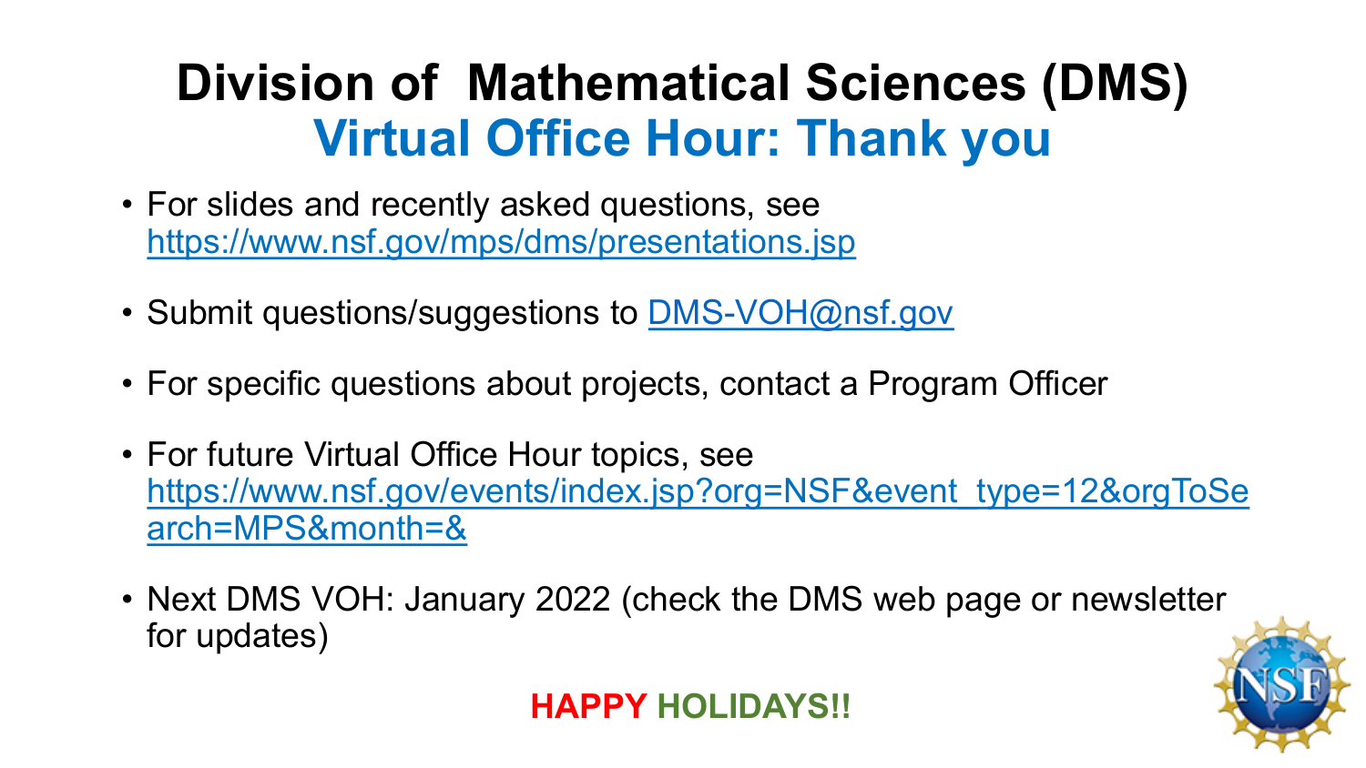# Division of Mathematical Sciences (DMS)
## Virtual Office Hour: Thank you

- For slides and recently asked questions, see https://www.nsf.gov/mps/dms/presentations.jsp
- Submit questions/suggestions to DMS-VOH@nsf.gov
- For specific questions about projects, contact a Program Officer
- For future Virtual Office Hour topics, see https://www.nsf.gov/events/index.jsp?org=NSF&event_type=12&orgToSearch=MPS&month=&
- Next DMS VOH: January 2022 (check the DMS web page or newsletter for updates)

**HAPPY HOLIDAYS!!**